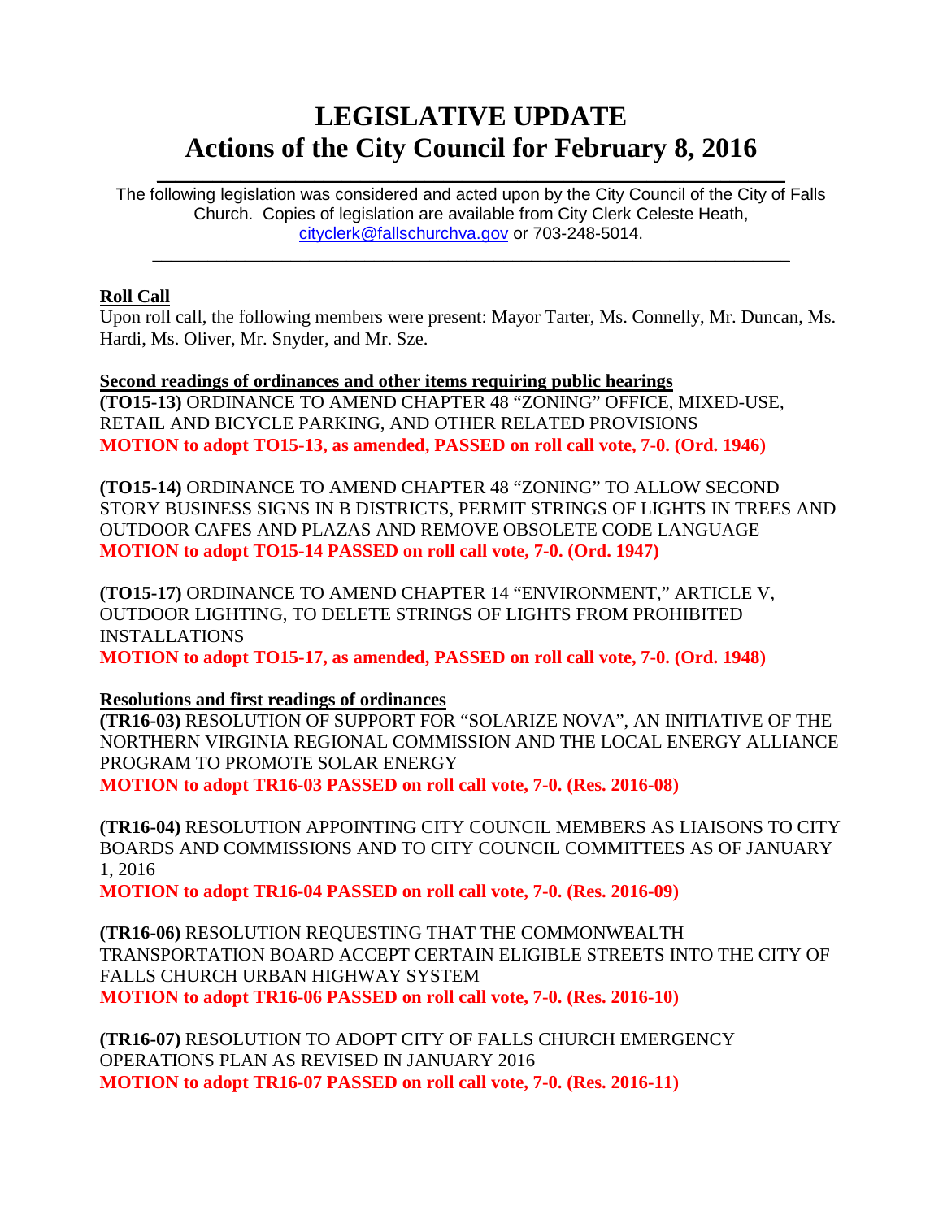# LEGISLATIVE UPDATE
# Actions of the City Council for February 8, 2016

The following legislation was considered and acted upon by the City Council of the City of Falls Church. Copies of legislation are available from City Clerk Celeste Heath, cityclerk@fallschurchva.gov or 703-248-5014.

---

## Roll Call

Upon roll call, the following members were present: Mayor Tarter, Ms. Connelly, Mr. Duncan, Ms. Hardi, Ms. Oliver, Mr. Snyder, and Mr. Sze.

## Second readings of ordinances and other items requiring public hearings

**(TO15-13)** ORDINANCE TO AMEND CHAPTER 48 "ZONING" OFFICE, MIXED-USE, RETAIL AND BICYCLE PARKING, AND OTHER RELATED PROVISIONS
**MOTION to adopt TO15-13, as amended, PASSED on roll call vote, 7-0. (Ord. 1946)**

**(TO15-14)** ORDINANCE TO AMEND CHAPTER 48 "ZONING" TO ALLOW SECOND STORY BUSINESS SIGNS IN B DISTRICTS, PERMIT STRINGS OF LIGHTS IN TREES AND OUTDOOR CAFES AND PLAZAS AND REMOVE OBSOLETE CODE LANGUAGE
**MOTION to adopt TO15-14 PASSED on roll call vote, 7-0. (Ord. 1947)**

**(TO15-17)** ORDINANCE TO AMEND CHAPTER 14 "ENVIRONMENT," ARTICLE V, OUTDOOR LIGHTING, TO DELETE STRINGS OF LIGHTS FROM PROHIBITED INSTALLATIONS
**MOTION to adopt TO15-17, as amended, PASSED on roll call vote, 7-0. (Ord. 1948)**

## Resolutions and first readings of ordinances

**(TR16-03)** RESOLUTION OF SUPPORT FOR "SOLARIZE NOVA", AN INITIATIVE OF THE NORTHERN VIRGINIA REGIONAL COMMISSION AND THE LOCAL ENERGY ALLIANCE PROGRAM TO PROMOTE SOLAR ENERGY
**MOTION to adopt TR16-03 PASSED on roll call vote, 7-0. (Res. 2016-08)**

**(TR16-04)** RESOLUTION APPOINTING CITY COUNCIL MEMBERS AS LIAISONS TO CITY BOARDS AND COMMISSIONS AND TO CITY COUNCIL COMMITTEES AS OF JANUARY 1, 2016
**MOTION to adopt TR16-04 PASSED on roll call vote, 7-0. (Res. 2016-09)**

**(TR16-06)** RESOLUTION REQUESTING THAT THE COMMONWEALTH TRANSPORTATION BOARD ACCEPT CERTAIN ELIGIBLE STREETS INTO THE CITY OF FALLS CHURCH URBAN HIGHWAY SYSTEM
**MOTION to adopt TR16-06 PASSED on roll call vote, 7-0. (Res. 2016-10)**

**(TR16-07)** RESOLUTION TO ADOPT CITY OF FALLS CHURCH EMERGENCY OPERATIONS PLAN AS REVISED IN JANUARY 2016
**MOTION to adopt TR16-07 PASSED on roll call vote, 7-0. (Res. 2016-11)**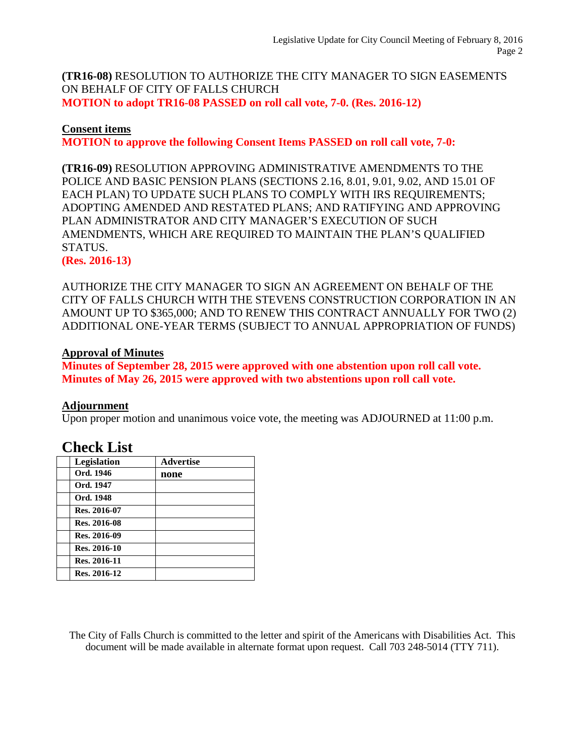**(TR16-08)** RESOLUTION TO AUTHORIZE THE CITY MANAGER TO SIGN EASEMENTS ON BEHALF OF CITY OF FALLS CHURCH
**MOTION to adopt TR16-08 PASSED on roll call vote, 7-0. (Res. 2016-12)**

**Consent items**

**MOTION to approve the following Consent Items PASSED on roll call vote, 7-0:**

**(TR16-09)** RESOLUTION APPROVING ADMINISTRATIVE AMENDMENTS TO THE POLICE AND BASIC PENSION PLANS (SECTIONS 2.16, 8.01, 9.01, 9.02, AND 15.01 OF EACH PLAN) TO UPDATE SUCH PLANS TO COMPLY WITH IRS REQUIREMENTS; ADOPTING AMENDED AND RESTATED PLANS; AND RATIFYING AND APPROVING PLAN ADMINISTRATOR AND CITY MANAGER'S EXECUTION OF SUCH AMENDMENTS, WHICH ARE REQUIRED TO MAINTAIN THE PLAN'S QUALIFIED STATUS.
**(Res. 2016-13)**

AUTHORIZE THE CITY MANAGER TO SIGN AN AGREEMENT ON BEHALF OF THE CITY OF FALLS CHURCH WITH THE STEVENS CONSTRUCTION CORPORATION IN AN AMOUNT UP TO $365,000; AND TO RENEW THIS CONTRACT ANNUALLY FOR TWO (2) ADDITIONAL ONE-YEAR TERMS (SUBJECT TO ANNUAL APPROPRIATION OF FUNDS)

**Approval of Minutes**

**Minutes of September 28, 2015 were approved with one abstention upon roll call vote.**
**Minutes of May 26, 2015 were approved with two abstentions upon roll call vote.**

**Adjournment**

Upon proper motion and unanimous voice vote, the meeting was ADJOURNED at 11:00 p.m.

## Check List

| | Legislation | Advertise |
|---|---|---|
| | Ord. 1946 | none |
| | Ord. 1947 | |
| | Ord. 1948 | |
| | Res. 2016-07 | |
| | Res. 2016-08 | |
| | Res. 2016-09 | |
| | Res. 2016-10 | |
| | Res. 2016-11 | |
| | Res. 2016-12 | |

The City of Falls Church is committed to the letter and spirit of the Americans with Disabilities Act. This document will be made available in alternate format upon request. Call 703 248-5014 (TTY 711).